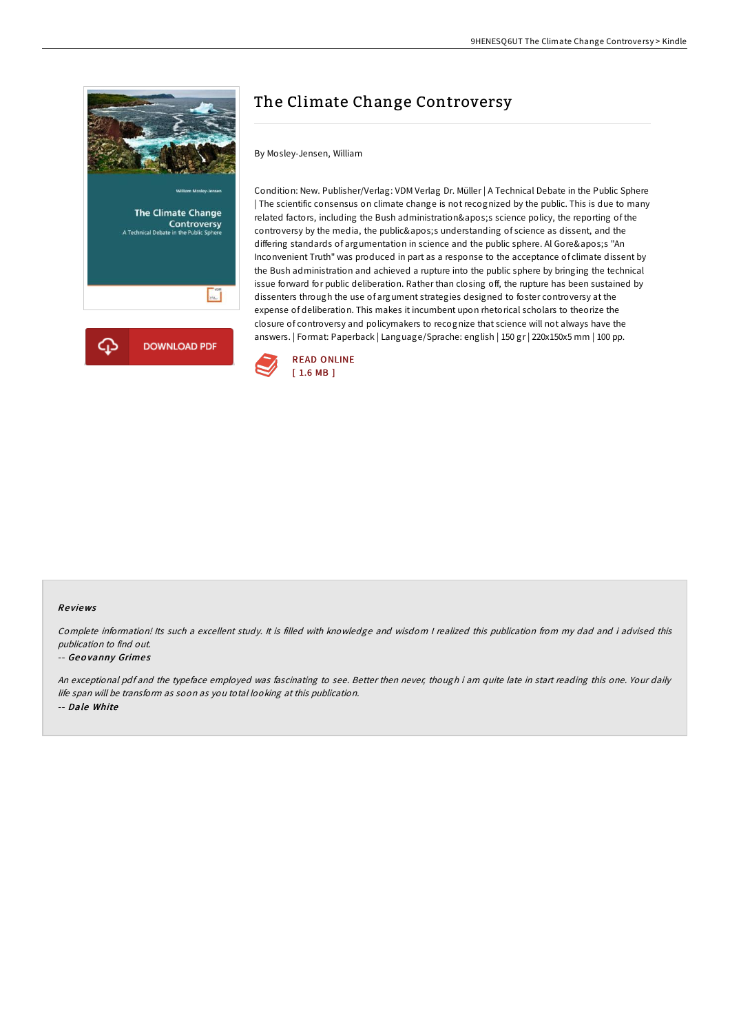# The Climate Change Controversy

By Mosley-Jensen, William

Condition: New. Publisher/Verlag: VDM Verlag Dr. Müller | A Technical Debate in the Public Sphere | The scientific consensus on climate change is not recognized by the public. This is due to many related factors, including the Bush administration&apos;s science policy, the reporting of the controversy by the media, the public&apos;s understanding of science as dissent, and the differing standards of argumentation in science and the public sphere. Al Gore&apos;s "An Inconvenient Truth" was produced in part as a response to the acceptance of climate dissent by the Bush administration and achieved a rupture into the public sphere by bringing the technical issue forward for public deliberation. Rather than closing off, the rupture has been sustained by dissenters through the use of argument strategies designed to foster controversy at the expense of deliberation. This makes it incumbent upon rhetorical scholars to theorize the closure of controversy and policymakers to recognize that science will not always have the answers. | Format: Paperback | Language/Sprache: english | 150 gr | 220x150x5 mm | 100 pp.

DOWNLOAD PDF

READ ONLINE
[ 1.6 MB ]

## Reviews

*Complete information! Its such a excellent study. It is filled with knowledge and wisdom I realized this publication from my dad and i advised this publication to find out.*

-- ***Geovanny Grimes***

*An exceptional pdf and the typeface employed was fascinating to see. Better then never, though i am quite late in start reading this one. Your daily life span will be transform as soon as you total looking at this publication.*

-- ***Dale White***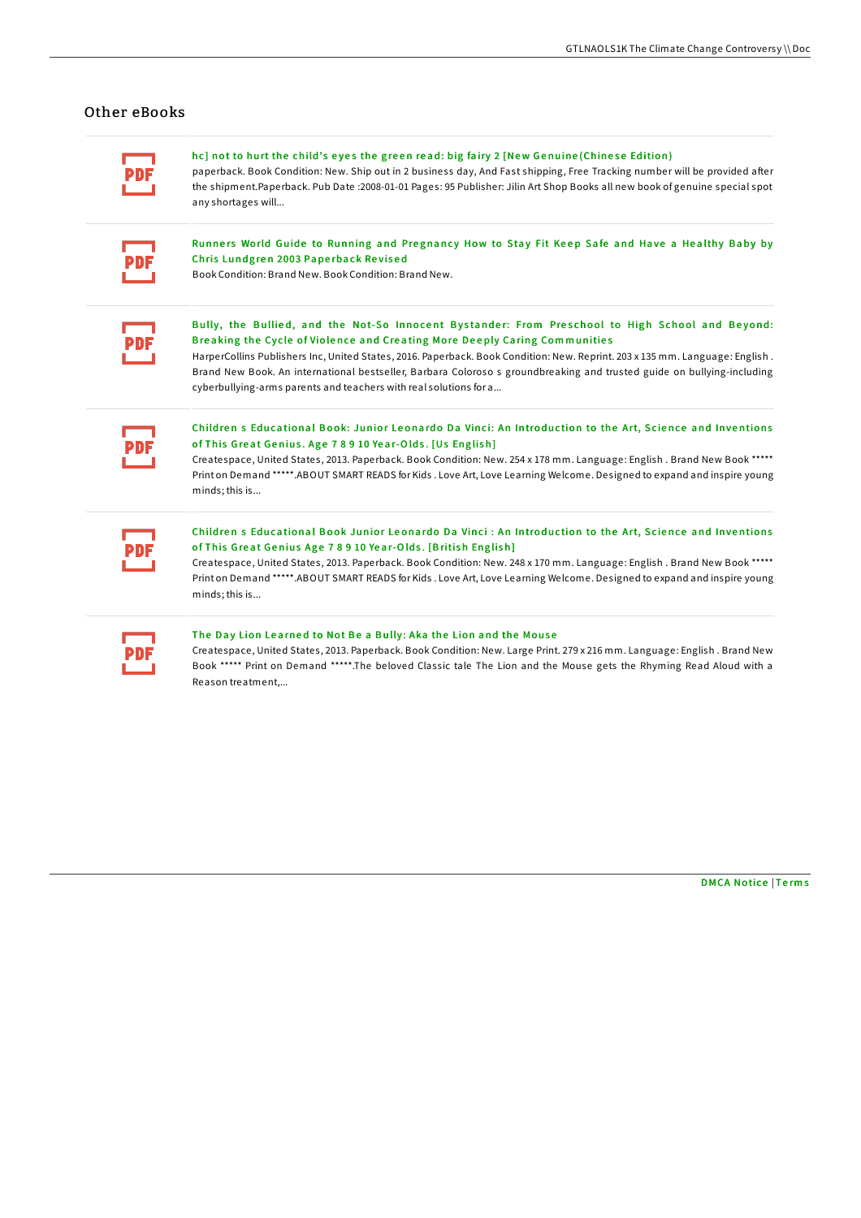## Other eBooks

**hc] not to hurt the child's eyes the green read: big fairy 2 [New Genuine(Chinese Edition)**

paperback. Book Condition: New. Ship out in 2 business day, And Fast shipping, Free Tracking number will be provided after the shipment.Paperback. Pub Date :2008-01-01 Pages: 95 Publisher: Jilin Art Shop Books all new book of genuine special spot any shortages will...

**Runners World Guide to Running and Pregnancy How to Stay Fit Keep Safe and Have a Healthy Baby by Chris Lundgren 2003 Paperback Revised**

Book Condition: Brand New. Book Condition: Brand New.

**Bully, the Bullied, and the Not-So Innocent Bystander: From Preschool to High School and Beyond: Breaking the Cycle of Violence and Creating More Deeply Caring Communities**

HarperCollins Publishers Inc, United States, 2016. Paperback. Book Condition: New. Reprint. 203 x 135 mm. Language: English . Brand New Book. An international bestseller, Barbara Coloroso s groundbreaking and trusted guide on bullying-including cyberbullying-arms parents and teachers with real solutions for a...

**Children s Educational Book: Junior Leonardo Da Vinci: An Introduction to the Art, Science and Inventions of This Great Genius. Age 7 8 9 10 Year-Olds. [Us English]**

Createspace, United States, 2013. Paperback. Book Condition: New. 254 x 178 mm. Language: English . Brand New Book ***** Print on Demand *****.ABOUT SMART READS for Kids . Love Art, Love Learning Welcome. Designed to expand and inspire young minds; this is...

**Children s Educational Book Junior Leonardo Da Vinci : An Introduction to the Art, Science and Inventions of This Great Genius Age 7 8 9 10 Year-Olds. [British English]**

Createspace, United States, 2013. Paperback. Book Condition: New. 248 x 170 mm. Language: English . Brand New Book ***** Print on Demand *****.ABOUT SMART READS for Kids . Love Art, Love Learning Welcome. Designed to expand and inspire young minds; this is...

**The Day Lion Learned to Not Be a Bully: Aka the Lion and the Mouse**

Createspace, United States, 2013. Paperback. Book Condition: New. Large Print. 279 x 216 mm. Language: English . Brand New Book ***** Print on Demand *****.The beloved Classic tale The Lion and the Mouse gets the Rhyming Read Aloud with a Reason treatment,...